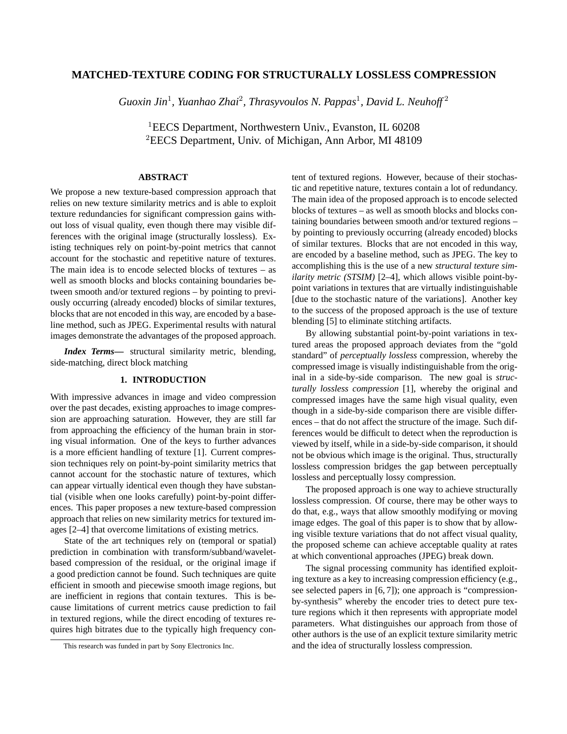# MATCHED-TEXTURE CODING FOR STRUCTURALLY LOSSLESS COMPRESSION

*Guoxin Jin*[1], *Yuanhao Zhai*[2], *Thrasyvoulos N. Pappas*[1], *David L. Neuhoff*[2]

[1]EECS Department, Northwestern Univ., Evanston, IL 60208
[2]EECS Department, Univ. of Michigan, Ann Arbor, MI 48109

## ABSTRACT

We propose a new texture-based compression approach that relies on new texture similarity metrics and is able to exploit texture redundancies for significant compression gains without loss of visual quality, even though there may visible differences with the original image (structurally lossless). Existing techniques rely on point-by-point metrics that cannot account for the stochastic and repetitive nature of textures. The main idea is to encode selected blocks of textures – as well as smooth blocks and blocks containing boundaries between smooth and/or textured regions – by pointing to previously occurring (already encoded) blocks of similar textures, blocks that are not encoded in this way, are encoded by a baseline method, such as JPEG. Experimental results with natural images demonstrate the advantages of the proposed approach.

***Index Terms*—** structural similarity metric, blending, side-matching, direct block matching

## 1. INTRODUCTION

With impressive advances in image and video compression over the past decades, existing approaches to image compression are approaching saturation. However, they are still far from approaching the efficiency of the human brain in storing visual information. One of the keys to further advances is a more efficient handling of texture [1]. Current compression techniques rely on point-by-point similarity metrics that cannot account for the stochastic nature of textures, which can appear virtually identical even though they have substantial (visible when one looks carefully) point-by-point differences. This paper proposes a new texture-based compression approach that relies on new similarity metrics for textured images [2–4] that overcome limitations of existing metrics.

State of the art techniques rely on (temporal or spatial) prediction in combination with transform/subband/wavelet-based compression of the residual, or the original image if a good prediction cannot be found. Such techniques are quite efficient in smooth and piecewise smooth image regions, but are inefficient in regions that contain textures. This is because limitations of current metrics cause prediction to fail in textured regions, while the direct encoding of textures requires high bitrates due to the typically high frequency content of textured regions. However, because of their stochastic and repetitive nature, textures contain a lot of redundancy. The main idea of the proposed approach is to encode selected blocks of textures – as well as smooth blocks and blocks containing boundaries between smooth and/or textured regions – by pointing to previously occurring (already encoded) blocks of similar textures. Blocks that are not encoded in this way, are encoded by a baseline method, such as JPEG. The key to accomplishing this is the use of a new *structural texture similarity metric (STSIM)* [2–4], which allows visible point-by-point variations in textures that are virtually indistinguishable [due to the stochastic nature of the variations]. Another key to the success of the proposed approach is the use of texture blending [5] to eliminate stitching artifacts.

By allowing substantial point-by-point variations in textured areas the proposed approach deviates from the "gold standard" of *perceptually lossless* compression, whereby the compressed image is visually indistinguishable from the original in a side-by-side comparison. The new goal is *structurally lossless compression* [1], whereby the original and compressed images have the same high visual quality, even though in a side-by-side comparison there are visible differences – that do not affect the structure of the image. Such differences would be difficult to detect when the reproduction is viewed by itself, while in a side-by-side comparison, it should not be obvious which image is the original. Thus, structurally lossless compression bridges the gap between perceptually lossless and perceptually lossy compression.

The proposed approach is one way to achieve structurally lossless compression. Of course, there may be other ways to do that, e.g., ways that allow smoothly modifying or moving image edges. The goal of this paper is to show that by allowing visible texture variations that do not affect visual quality, the proposed scheme can achieve acceptable quality at rates at which conventional approaches (JPEG) break down.

The signal processing community has identified exploiting texture as a key to increasing compression efficiency (e.g., see selected papers in [6, 7]); one approach is "compression-by-synthesis" whereby the encoder tries to detect pure texture regions which it then represents with appropriate model parameters. What distinguishes our approach from those of other authors is the use of an explicit texture similarity metric and the idea of structurally lossless compression.

This research was funded in part by Sony Electronics Inc.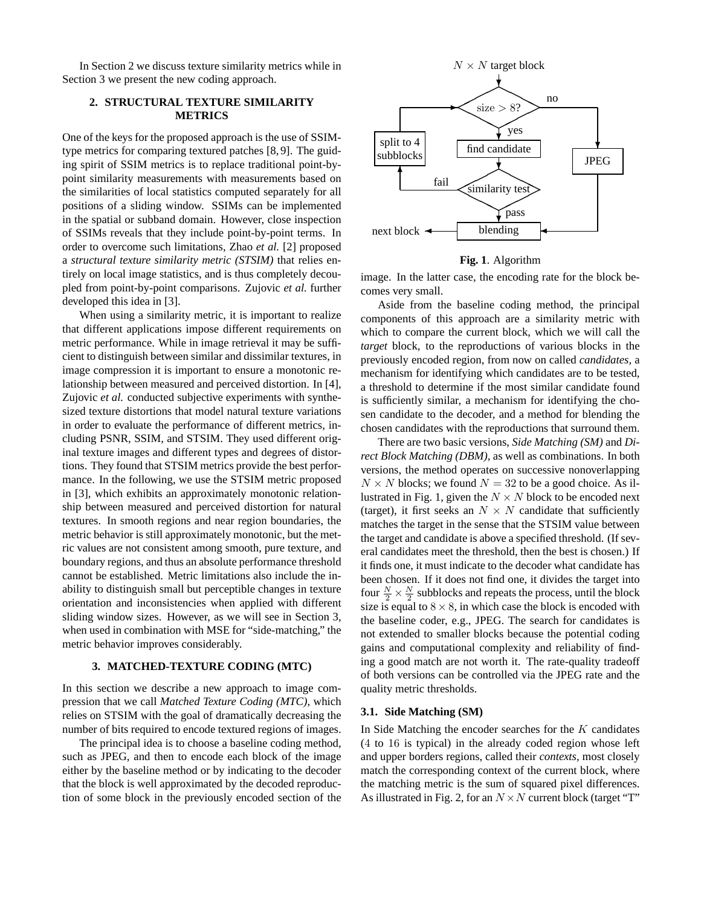In Section 2 we discuss texture similarity metrics while in Section 3 we present the new coding approach.

## 2. STRUCTURAL TEXTURE SIMILARITY METRICS

One of the keys for the proposed approach is the use of SSIM-type metrics for comparing textured patches [8, 9]. The guiding spirit of SSIM metrics is to replace traditional point-by-point similarity measurements with measurements based on the similarities of local statistics computed separately for all positions of a sliding window. SSIMs can be implemented in the spatial or subband domain. However, close inspection of SSIMs reveals that they include point-by-point terms. In order to overcome such limitations, Zhao *et al.* [2] proposed a *structural texture similarity metric (STSIM)* that relies entirely on local image statistics, and is thus completely decoupled from point-by-point comparisons. Zujovic *et al.* further developed this idea in [3].

When using a similarity metric, it is important to realize that different applications impose different requirements on metric performance. While in image retrieval it may be sufficient to distinguish between similar and dissimilar textures, in image compression it is important to ensure a monotonic relationship between measured and perceived distortion. In [4], Zujovic *et al.* conducted subjective experiments with synthesized texture distortions that model natural texture variations in order to evaluate the performance of different metrics, including PSNR, SSIM, and STSIM. They used different original texture images and different types and degrees of distortions. They found that STSIM metrics provide the best performance. In the following, we use the STSIM metric proposed in [3], which exhibits an approximately monotonic relationship between measured and perceived distortion for natural textures. In smooth regions and near region boundaries, the metric behavior is still approximately monotonic, but the metric values are not consistent among smooth, pure texture, and boundary regions, and thus an absolute performance threshold cannot be established. Metric limitations also include the inability to distinguish small but perceptible changes in texture orientation and inconsistencies when applied with different sliding window sizes. However, as we will see in Section 3, when used in combination with MSE for "side-matching," the metric behavior improves considerably.

## 3. MATCHED-TEXTURE CODING (MTC)

In this section we describe a new approach to image compression that we call *Matched Texture Coding (MTC)*, which relies on STSIM with the goal of dramatically decreasing the number of bits required to encode textured regions of images.

The principal idea is to choose a baseline coding method, such as JPEG, and then to encode each block of the image either by the baseline method or by indicating to the decoder that the block is well approximated by the decoded reproduction of some block in the previously encoded section of the image. In the latter case, the encoding rate for the block becomes very small.

$N \times N$ target block

size $> 8$?

no

yes

split to 4 subblocks

find candidate

JPEG

fail

similarity test

pass

next block

blending

**Fig. 1**. Algorithm

Aside from the baseline coding method, the principal components of this approach are a similarity metric with which to compare the current block, which we will call the *target* block, to the reproductions of various blocks in the previously encoded region, from now on called *candidates,* a mechanism for identifying which candidates are to be tested, a threshold to determine if the most similar candidate found is sufficiently similar, a mechanism for identifying the chosen candidate to the decoder, and a method for blending the chosen candidates with the reproductions that surround them.

There are two basic versions, *Side Matching (SM)* and *Direct Block Matching (DBM),* as well as combinations. In both versions, the method operates on successive nonoverlapping $N \times N$ blocks; we found $N = 32$ to be a good choice. As illustrated in Fig. 1, given the $N \times N$ block to be encoded next (target), it first seeks an $N \times N$ candidate that sufficiently matches the target in the sense that the STSIM value between the target and candidate is above a specified threshold. (If several candidates meet the threshold, then the best is chosen.) If it finds one, it must indicate to the decoder what candidate has been chosen. If it does not find one, it divides the target into four $\frac{N}{2} \times \frac{N}{2}$ subblocks and repeats the process, until the block size is equal to $8 \times 8$, in which case the block is encoded with the baseline coder, e.g., JPEG. The search for candidates is not extended to smaller blocks because the potential coding gains and computational complexity and reliability of finding a good match are not worth it. The rate-quality tradeoff of both versions can be controlled via the JPEG rate and the quality metric thresholds.

### 3.1. Side Matching (SM)

In Side Matching the encoder searches for the $K$ candidates (4 to 16 is typical) in the already coded region whose left and upper borders regions, called their *contexts*, most closely match the corresponding context of the current block, where the matching metric is the sum of squared pixel differences. As illustrated in Fig. 2, for an $N \times N$ current block (target "T"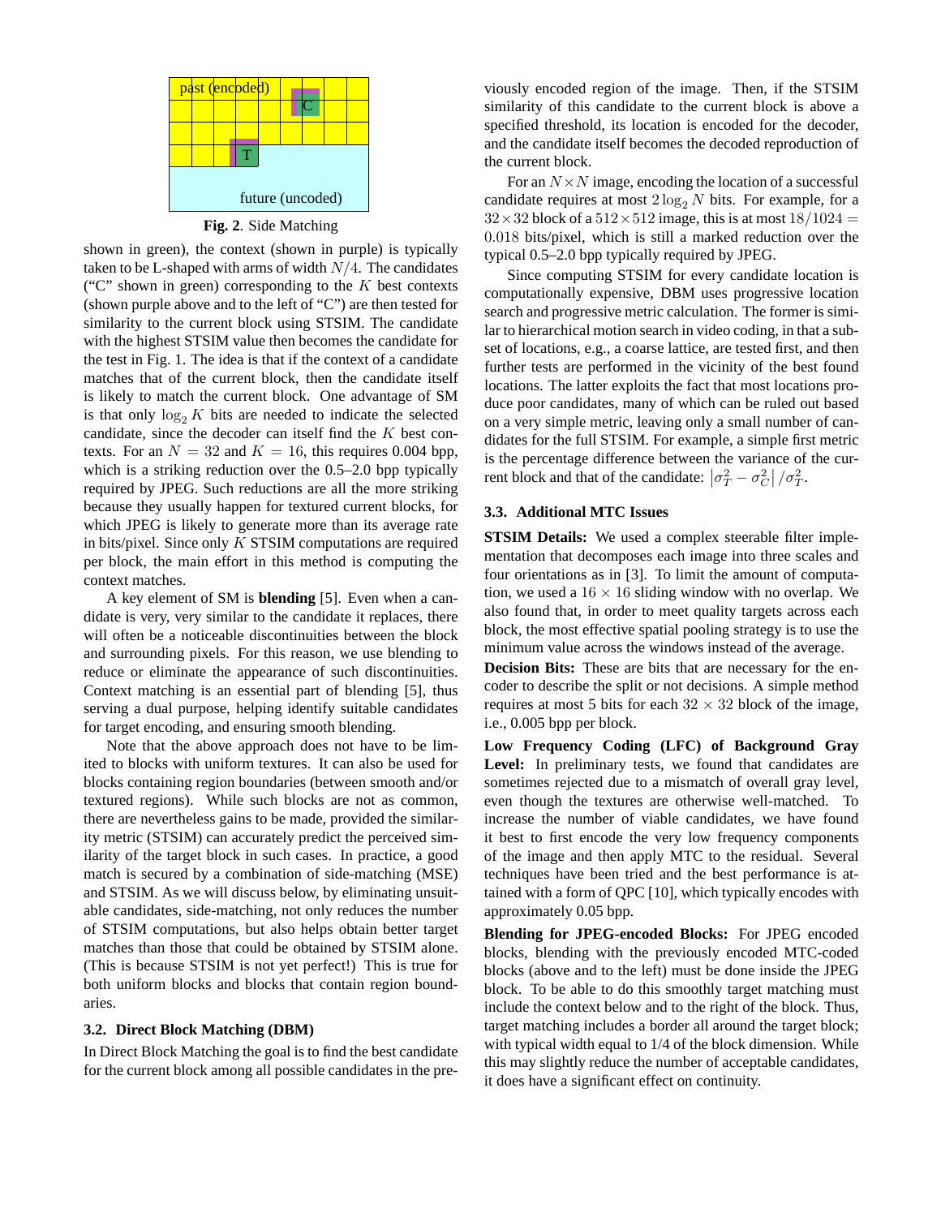Fig. 2. Side Matching

shown in green), the context (shown in purple) is typically taken to be L-shaped with arms of width $N/4$. The candidates ("C" shown in green) corresponding to the $K$ best contexts (shown purple above and to the left of "C") are then tested for similarity to the current block using STSIM. The candidate with the highest STSIM value then becomes the candidate for the test in Fig. 1. The idea is that if the context of a candidate matches that of the current block, then the candidate itself is likely to match the current block. One advantage of SM is that only $\log_2 K$ bits are needed to indicate the selected candidate, since the decoder can itself find the $K$ best contexts. For an $N = 32$ and $K = 16$, this requires 0.004 bpp, which is a striking reduction over the 0.5–2.0 bpp typically required by JPEG. Such reductions are all the more striking because they usually happen for textured current blocks, for which JPEG is likely to generate more than its average rate in bits/pixel. Since only $K$ STSIM computations are required per block, the main effort in this method is computing the context matches.

A key element of SM is **blending** [5]. Even when a candidate is very, very similar to the candidate it replaces, there will often be a noticeable discontinuities between the block and surrounding pixels. For this reason, we use blending to reduce or eliminate the appearance of such discontinuities. Context matching is an essential part of blending [5], thus serving a dual purpose, helping identify suitable candidates for target encoding, and ensuring smooth blending.

Note that the above approach does not have to be limited to blocks with uniform textures. It can also be used for blocks containing region boundaries (between smooth and/or textured regions). While such blocks are not as common, there are nevertheless gains to be made, provided the similarity metric (STSIM) can accurately predict the perceived similarity of the target block in such cases. In practice, a good match is secured by a combination of side-matching (MSE) and STSIM. As we will discuss below, by eliminating unsuitable candidates, side-matching, not only reduces the number of STSIM computations, but also helps obtain better target matches than those that could be obtained by STSIM alone. (This is because STSIM is not yet perfect!) This is true for both uniform blocks and blocks that contain region boundaries.

### 3.2. Direct Block Matching (DBM)

In Direct Block Matching the goal is to find the best candidate for the current block among all possible candidates in the previously encoded region of the image. Then, if the STSIM similarity of this candidate to the current block is above a specified threshold, its location is encoded for the decoder, and the candidate itself becomes the decoded reproduction of the current block.

For an $N \times N$ image, encoding the location of a successful candidate requires at most $2\log_2 N$ bits. For example, for a $32 \times 32$ block of a $512 \times 512$ image, this is at most $18/1024 = 0.018$ bits/pixel, which is still a marked reduction over the typical 0.5–2.0 bpp typically required by JPEG.

Since computing STSIM for every candidate location is computationally expensive, DBM uses progressive location search and progressive metric calculation. The former is similar to hierarchical motion search in video coding, in that a subset of locations, e.g., a coarse lattice, are tested first, and then further tests are performed in the vicinity of the best found locations. The latter exploits the fact that most locations produce poor candidates, many of which can be ruled out based on a very simple metric, leaving only a small number of candidates for the full STSIM. For example, a simple first metric is the percentage difference between the variance of the current block and that of the candidate: $\left|\sigma_T^2 - \sigma_C^2\right| / \sigma_T^2$.

### 3.3. Additional MTC Issues

**STSIM Details:** We used a complex steerable filter implementation that decomposes each image into three scales and four orientations as in [3]. To limit the amount of computation, we used a $16 \times 16$ sliding window with no overlap. We also found that, in order to meet quality targets across each block, the most effective spatial pooling strategy is to use the minimum value across the windows instead of the average.

**Decision Bits:** These are bits that are necessary for the encoder to describe the split or not decisions. A simple method requires at most 5 bits for each $32 \times 32$ block of the image, i.e., 0.005 bpp per block.

**Low Frequency Coding (LFC) of Background Gray Level:** In preliminary tests, we found that candidates are sometimes rejected due to a mismatch of overall gray level, even though the textures are otherwise well-matched. To increase the number of viable candidates, we have found it best to first encode the very low frequency components of the image and then apply MTC to the residual. Several techniques have been tried and the best performance is attained with a form of QPC [10], which typically encodes with approximately 0.05 bpp.

**Blending for JPEG-encoded Blocks:** For JPEG encoded blocks, blending with the previously encoded MTC-coded blocks (above and to the left) must be done inside the JPEG block. To be able to do this smoothly target matching must include the context below and to the right of the block. Thus, target matching includes a border all around the target block; with typical width equal to 1/4 of the block dimension. While this may slightly reduce the number of acceptable candidates, it does have a significant effect on continuity.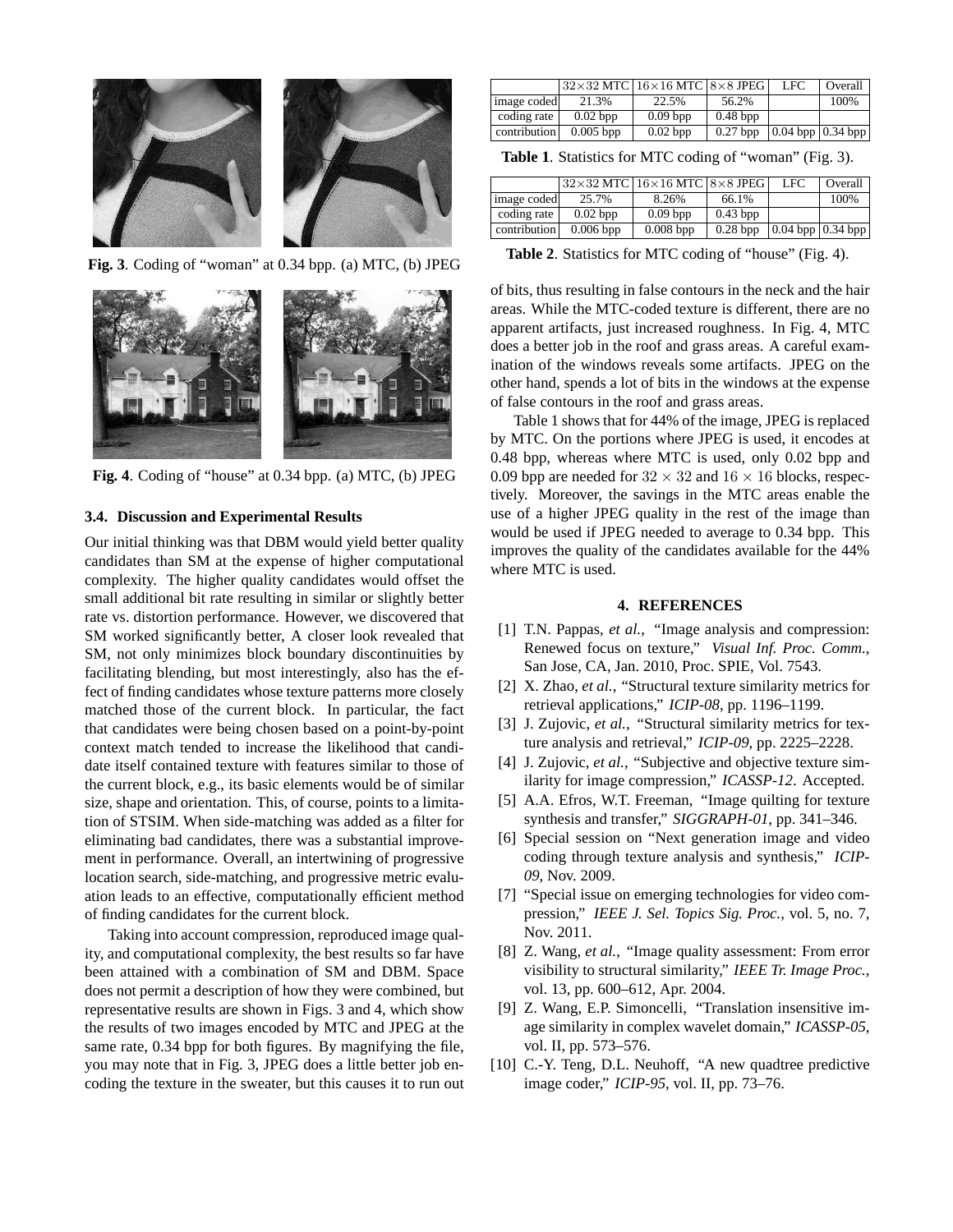Fig. 3. Coding of “woman” at 0.34 bpp. (a) MTC, (b) JPEG

Fig. 4. Coding of “house” at 0.34 bpp. (a) MTC, (b) JPEG

### 3.4. Discussion and Experimental Results

Our initial thinking was that DBM would yield better quality candidates than SM at the expense of higher computational complexity. The higher quality candidates would offset the small additional bit rate resulting in similar or slightly better rate vs. distortion performance. However, we discovered that SM worked significantly better, A closer look revealed that SM, not only minimizes block boundary discontinuities by facilitating blending, but most interestingly, also has the effect of finding candidates whose texture patterns more closely matched those of the current block. In particular, the fact that candidates were being chosen based on a point-by-point context match tended to increase the likelihood that candidate itself contained texture with features similar to those of the current block, e.g., its basic elements would be of similar size, shape and orientation. This, of course, points to a limitation of STSIM. When side-matching was added as a filter for eliminating bad candidates, there was a substantial improvement in performance. Overall, an intertwining of progressive location search, side-matching, and progressive metric evaluation leads to an effective, computationally efficient method of finding candidates for the current block.

Taking into account compression, reproduced image quality, and computational complexity, the best results so far have been attained with a combination of SM and DBM. Space does not permit a description of how they were combined, but representative results are shown in Figs. 3 and 4, which show the results of two images encoded by MTC and JPEG at the same rate, 0.34 bpp for both figures. By magnifying the file, you may note that in Fig. 3, JPEG does a little better job encoding the texture in the sweater, but this causes it to run out of bits, thus resulting in false contours in the neck and the hair areas. While the MTC-coded texture is different, there are no apparent artifacts, just increased roughness. In Fig. 4, MTC does a better job in the roof and grass areas. A careful examination of the windows reveals some artifacts. JPEG on the other hand, spends a lot of bits in the windows at the expense of false contours in the roof and grass areas.

| | 32×32 MTC | 16×16 MTC | 8×8 JPEG | LFC | Overall |
|---|---|---|---|---|---|
| image coded | 21.3% | 22.5% | 56.2% | | 100% |
| coding rate | 0.02 bpp | 0.09 bpp | 0.48 bpp | | |
| contribution | 0.005 bpp | 0.02 bpp | 0.27 bpp | 0.04 bpp | 0.34 bpp |

**Table 1**. Statistics for MTC coding of “woman” (Fig. 3).

| | 32×32 MTC | 16×16 MTC | 8×8 JPEG | LFC | Overall |
|---|---|---|---|---|---|
| image coded | 25.7% | 8.26% | 66.1% | | 100% |
| coding rate | 0.02 bpp | 0.09 bpp | 0.43 bpp | | |
| contribution | 0.006 bpp | 0.008 bpp | 0.28 bpp | 0.04 bpp | 0.34 bpp |

**Table 2**. Statistics for MTC coding of “house” (Fig. 4).

Table 1 shows that for 44% of the image, JPEG is replaced by MTC. On the portions where JPEG is used, it encodes at 0.48 bpp, whereas where MTC is used, only 0.02 bpp and 0.09 bpp are needed for $32 \times 32$ and $16 \times 16$ blocks, respectively. Moreover, the savings in the MTC areas enable the use of a higher JPEG quality in the rest of the image than would be used if JPEG needed to average to 0.34 bpp. This improves the quality of the candidates available for the 44% where MTC is used.

## 4. REFERENCES

[1] T.N. Pappas, *et al.*, “Image analysis and compression: Renewed focus on texture,” *Visual Inf. Proc. Comm.*, San Jose, CA, Jan. 2010, Proc. SPIE, Vol. 7543.

[2] X. Zhao, *et al.*, “Structural texture similarity metrics for retrieval applications,” *ICIP-08*, pp. 1196–1199.

[3] J. Zujovic, *et al.*, “Structural similarity metrics for texture analysis and retrieval,” *ICIP-09*, pp. 2225–2228.

[4] J. Zujovic, *et al.*, “Subjective and objective texture similarity for image compression,” *ICASSP-12*. Accepted.

[5] A.A. Efros, W.T. Freeman, “Image quilting for texture synthesis and transfer,” *SIGGRAPH-01*, pp. 341–346.

[6] Special session on “Next generation image and video coding through texture analysis and synthesis,” *ICIP-09*, Nov. 2009.

[7] “Special issue on emerging technologies for video compression,” *IEEE J. Sel. Topics Sig. Proc.*, vol. 5, no. 7, Nov. 2011.

[8] Z. Wang, *et al.*, “Image quality assessment: From error visibility to structural similarity,” *IEEE Tr. Image Proc.*, vol. 13, pp. 600–612, Apr. 2004.

[9] Z. Wang, E.P. Simoncelli, “Translation insensitive image similarity in complex wavelet domain,” *ICASSP-05*, vol. II, pp. 573–576.

[10] C.-Y. Teng, D.L. Neuhoff, “A new quadtree predictive image coder,” *ICIP-95*, vol. II, pp. 73–76.